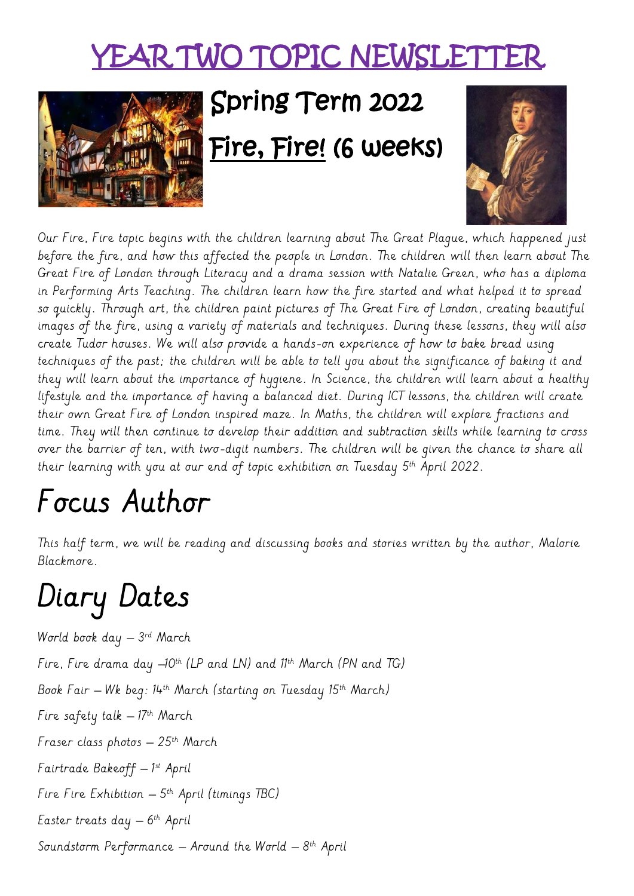# YEAR TWO TOPIC NEWSLETTER

## Spring Term 2022

## Fire, Fire! (6 weeks)

*Our Fire, Fire topic begins with the children learning about The Great Plague, which happened just before the fire, and how this affected the people in London. The children will then learn about The Great Fire of London through Literacy and a drama session with Natalie Green, who has a diploma in Performing Arts Teaching. The children learn how the fire started and what helped it to spread so quickly. Through art, the children paint pictures of The Great Fire of London, creating beautiful images of the fire, using a variety of materials and techniques. During these lessons, they will also create Tudor houses. We will also provide a hands-on experience of how to bake bread using techniques of the past; the children will be able to tell you about the significance of baking it and they will learn about the importance of hygiene. In Science, the children will learn about a healthy lifestyle and the importance of having a balanced diet. During ICT lessons, the children will create their own Great Fire of London inspired maze. In Maths, the children will explore fractions and time. They will then continue to develop their addition and subtraction skills while learning to cross over the barrier of ten, with two-digit numbers. The children will be given the chance to share all their learning with you at our end of topic exhibition on Tuesday 5th April 2022.*

# Focus Author

*This half term, we will be reading and discussing books and stories written by the author, Malorie Blackmore.*

# Diary Dates

*World book day – 3rd March*

*Fire, Fire drama day –10th (LP and LN) and 11th March (PN and TG)*

*Book Fair – Wk beg: 14th March (starting on Tuesday 15th March)*

*Fire safety talk – 17th March*

*Fraser class photos – 25th March*

*Fairtrade Bakeoff – 1st April*

*Fire Fire Exhibition – 5th April (timings TBC)*

*Easter treats day – 6th April*

*Soundstorm Performance – Around the World – 8th April*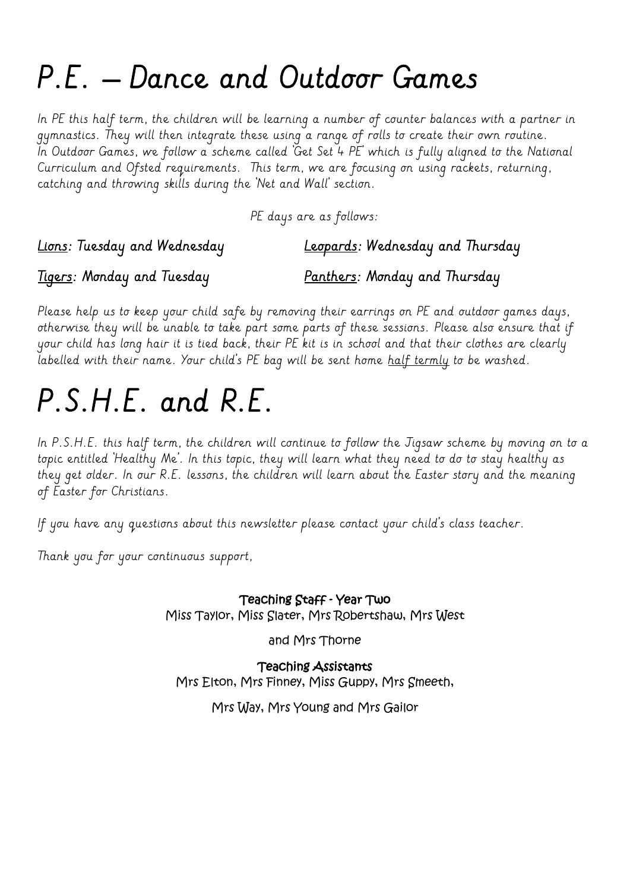# P.E. – Dance and Outdoor Games

*In PE this half term, the children will be learning a number of counter balances with a partner in gymnastics. They will then integrate these using a range of rolls to create their own routine. In Outdoor Games, we follow a scheme called 'Get Set 4 PE' which is fully aligned to the National Curriculum and Ofsted requirements. This term, we are focusing on using rackets, returning, catching and throwing skills during the 'Net and Wall' section.*

*PE days are as follows:*

<u>Lions</u>: Tuesday and Wednesday

<u>Leopards</u>: Wednesday and Thursday

<u>Tigers</u>: Monday and Tuesday

<u>Panthers</u>: Monday and Thursday

*Please help us to keep your child safe by removing their earrings on PE and outdoor games days, otherwise they will be unable to take part some parts of these sessions. Please also ensure that if your child has long hair it is tied back, their PE kit is in school and that their clothes are clearly labelled with their name. Your child's PE bag will be sent home <u>half termly</u> to be washed.*

# P.S.H.E. and R.E.

*In P.S.H.E. this half term, the children will continue to follow the Jigsaw scheme by moving on to a topic entitled 'Healthy Me'. In this topic, they will learn what they need to do to stay healthy as they get older. In our R.E. lessons, the children will learn about the Easter story and the meaning of Easter for Christians.*

*If you have any questions about this newsletter please contact your child's class teacher.*

*Thank you for your continuous support,*

**Teaching Staff - Year Two**
Miss Taylor, Miss Slater, Mrs Robertshaw, Mrs West

and Mrs Thorne

**Teaching Assistants**
Mrs Elton, Mrs Finney, Miss Guppy, Mrs Smeeth,

Mrs Way, Mrs Young and Mrs Gailor